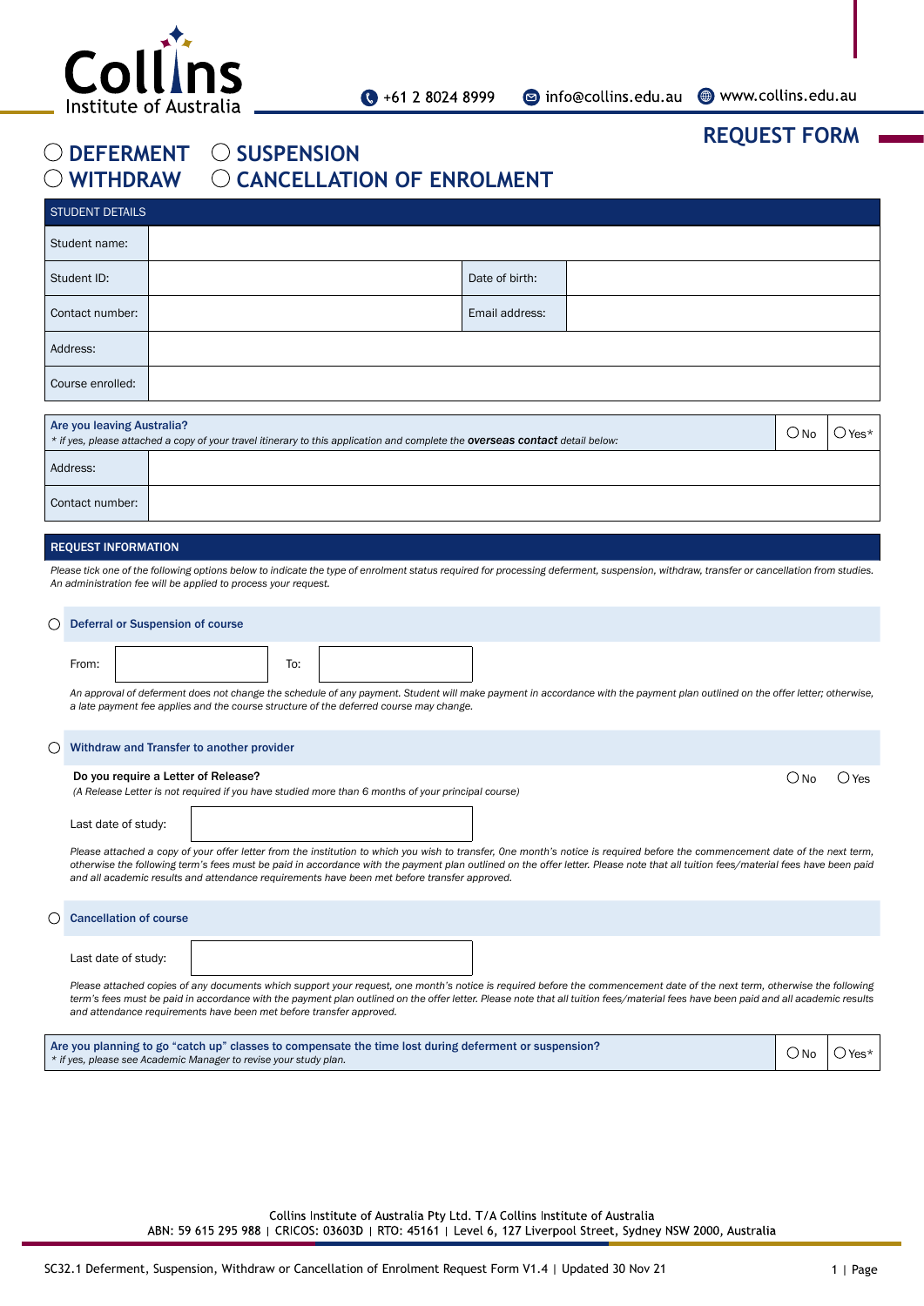# Collins Institute of Australia

+61 2 8024 8999 | info@collins.edu.au | www.collins.edu.au

## REQUEST FORM

○ DEFERMENT ○ SUSPENSION
○ WITHDRAW ○ CANCELLATION OF ENROLMENT

| STUDENT DETAILS | | | |
|---|---|---|---|
| Student name: | | | |
| Student ID: | | Date of birth: | |
| Contact number: | | Email address: | |
| Address: | | | |
| Course enrolled: | | | |

| **Are you leaving Australia?** *\* if yes, please attached a copy of your travel itinerary to this application and complete the **overseas contact** detail below:* | ○ No | ○ Yes* |
|---|---|---|
| Address: | | |
| Contact number: | | |

## REQUEST INFORMATION

*Please tick one of the following options below to indicate the type of enrolment status required for processing deferment, suspension, withdraw, transfer or cancellation from studies. An administration fee will be applied to process your request.*

### ○ Deferral or Suspension of course

| From: | | To: | |
|---|---|---|---|

*An approval of deferment does not change the schedule of any payment. Student will make payment in accordance with the payment plan outlined on the offer letter; otherwise, a late payment fee applies and the course structure of the deferred course may change.*

### ○ Withdraw and Transfer to another provider

**Do you require a Letter of Release?** ○ No ○ Yes
*(A Release Letter is not required if you have studied more than 6 months of your principal course)*

| Last date of study: | |
|---|---|

*Please attached a copy of your offer letter from the institution to which you wish to transfer, One month's notice is required before the commencement date of the next term, otherwise the following term's fees must be paid in accordance with the payment plan outlined on the offer letter. Please note that all tuition fees/material fees have been paid and all academic results and attendance requirements have been met before transfer approved.*

### ○ Cancellation of course

| Last date of study: | |
|---|---|

*Please attached copies of any documents which support your request, one month's notice is required before the commencement date of the next term, otherwise the following term's fees must be paid in accordance with the payment plan outlined on the offer letter. Please note that all tuition fees/material fees have been paid and all academic results and attendance requirements have been met before transfer approved.*

| **Are you planning to go "catch up" classes to compensate the time lost during deferment or suspension?** *\* if yes, please see Academic Manager to revise your study plan.* | ○ No | ○ Yes* |
|---|---|---|

Collins Institute of Australia Pty Ltd. T/A Collins Institute of Australia
ABN: 59 615 295 988 | CRICOS: 03603D | RTO: 45161 | Level 6, 127 Liverpool Street, Sydney NSW 2000, Australia

SC32.1 Deferment, Suspension, Withdraw or Cancellation of Enrolment Request Form V1.4 | Updated 30 Nov 21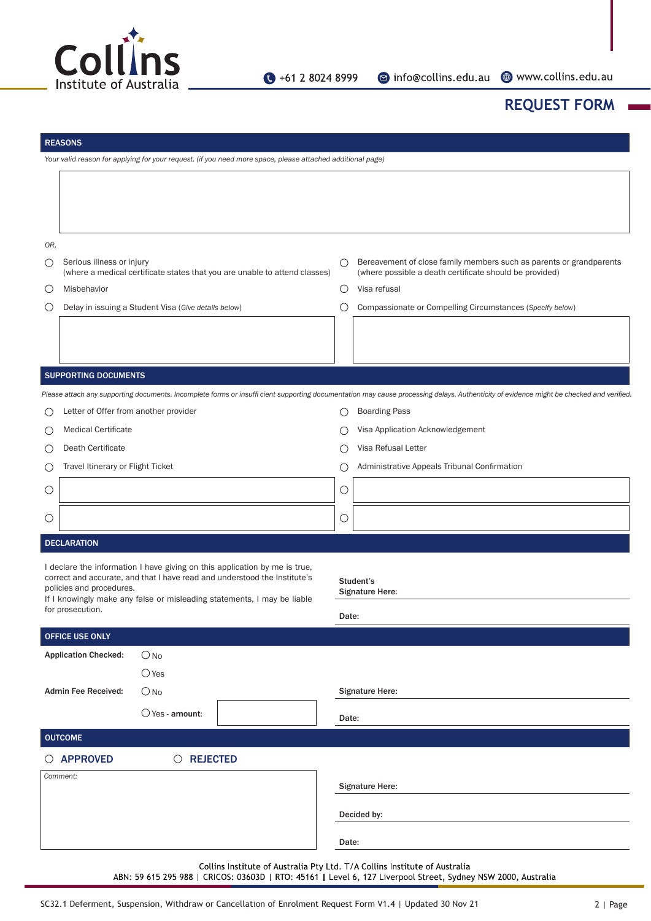Collins Institute of Australia

+61 2 8024 8999 | info@collins.edu.au | www.collins.edu.au

# REQUEST FORM

## REASONS

*Your valid reason for applying for your request. (if you need more space, please attached additional page)*

*OR,*

- ◯ Serious illness or injury (where a medical certificate states that you are unable to attend classes)
- ◯ Bereavement of close family members such as parents or grandparents (where possible a death certificate should be provided)
- ◯ Misbehavior
- ◯ Visa refusal
- ◯ Delay in issuing a Student Visa (*Give details below*)
- ◯ Compassionate or Compelling Circumstances (*Specify below*)

## SUPPORTING DOCUMENTS

*Please attach any supporting documents. Incomplete forms or insuffi cient supporting documentation may cause processing delays. Authenticity of evidence might be checked and verified.*

- ◯ Letter of Offer from another provider
- ◯ Boarding Pass
- ◯ Medical Certificate
- ◯ Visa Application Acknowledgement
- ◯ Death Certificate
- ◯ Visa Refusal Letter
- ◯ Travel Itinerary or Flight Ticket
- ◯ Administrative Appeals Tribunal Confirmation
- ◯
- ◯
- ◯
- ◯

## DECLARATION

I declare the information I have giving on this application by me is true, correct and accurate, and that I have read and understood the Institute's policies and procedures.
If I knowingly make any false or misleading statements, I may be liable for prosecution.

**Student's Signature Here:**

**Date:**

## OFFICE USE ONLY

**Application Checked:** ◯ No ◯ Yes

**Admin Fee Received:** ◯ No ◯ Yes - **amount:**

**Signature Here:**

**Date:**

## OUTCOME

◯ **APPROVED** ◯ **REJECTED**

*Comment:*

**Signature Here:**

**Decided by:**

**Date:**

Collins Institute of Australia Pty Ltd. T/A Collins Institute of Australia
ABN: 59 615 295 988 | CRICOS: 03603D | RTO: 45161 | Level 6, 127 Liverpool Street, Sydney NSW 2000, Australia

SC32.1 Deferment, Suspension, Withdraw or Cancellation of Enrolment Request Form V1.4 | Updated 30 Nov 21